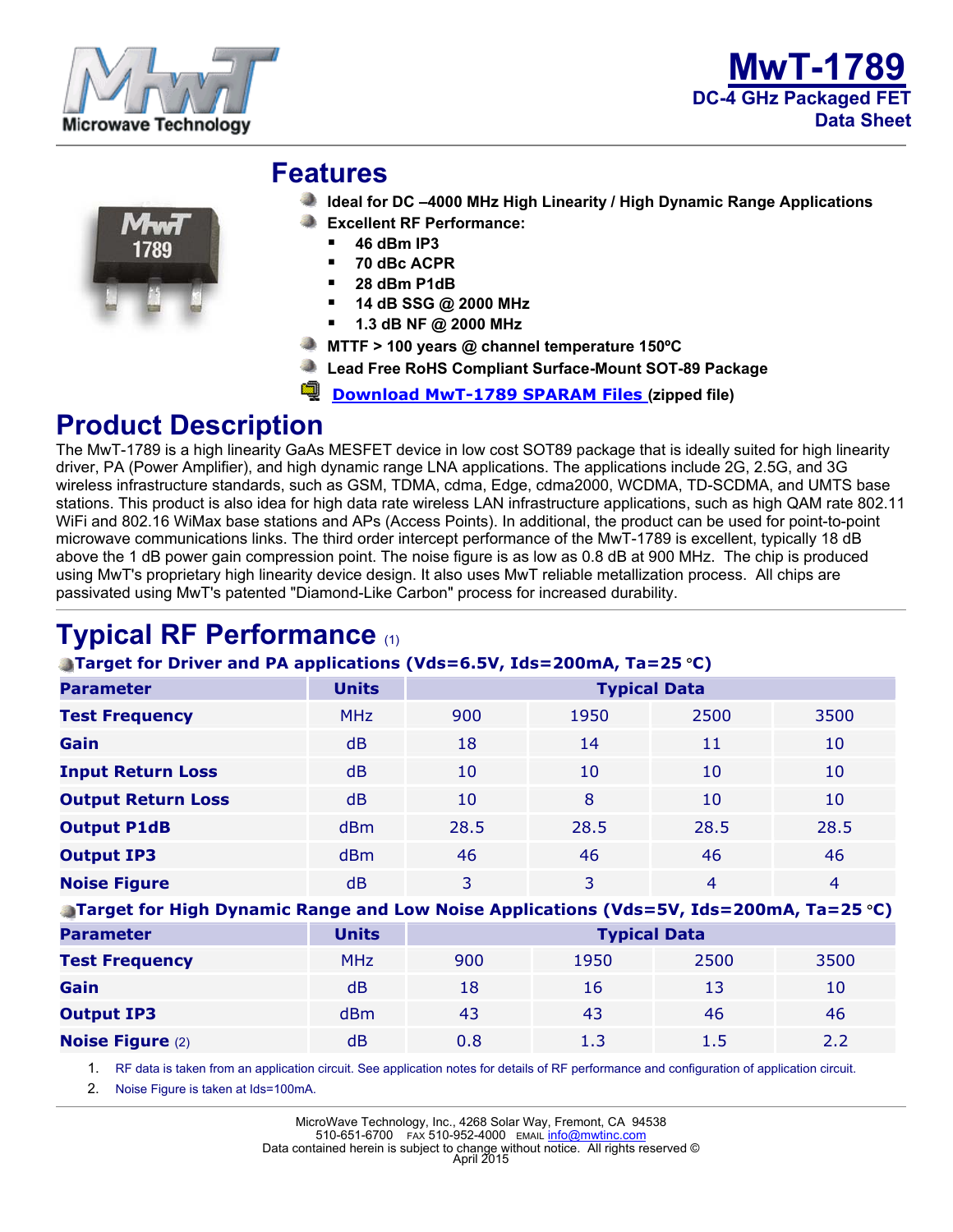# MwT-1789

**DC-4 GHz Packaged FET**
**Data Sheet**

## Features

- **Ideal for DC –4000 MHz High Linearity / High Dynamic Range Applications**
- **Excellent RF Performance:**
  - **46 dBm IP3**
  - **70 dBc ACPR**
  - **28 dBm P1dB**
  - **14 dB SSG @ 2000 MHz**
  - **1.3 dB NF @ 2000 MHz**
- **MTTF > 100 years @ channel temperature 150ºC**
- **Lead Free RoHS Compliant Surface-Mount SOT-89 Package**
- **Download MwT-1789 SPARAM Files** (zipped file)

## Product Description

The MwT-1789 is a high linearity GaAs MESFET device in low cost SOT89 package that is ideally suited for high linearity driver, PA (Power Amplifier), and high dynamic range LNA applications. The applications include 2G, 2.5G, and 3G wireless infrastructure standards, such as GSM, TDMA, cdma, Edge, cdma2000, WCDMA, TD-SCDMA, and UMTS base stations. This product is also idea for high data rate wireless LAN infrastructure applications, such as high QAM rate 802.11 WiFi and 802.16 WiMax base stations and APs (Access Points). In additional, the product can be used for point-to-point microwave communications links. The third order intercept performance of the MwT-1789 is excellent, typically 18 dB above the 1 dB power gain compression point. The noise figure is as low as 0.8 dB at 900 MHz. The chip is produced using MwT's proprietary high linearity device design. It also uses MwT reliable metallization process. All chips are passivated using MwT's patented "Diamond-Like Carbon" process for increased durability.

## Typical RF Performance (1)

**Target for Driver and PA applications (Vds=6.5V, Ids=200mA, Ta=25 °C)**

| Parameter | Units | Typical Data | | | |
|---|---|---|---|---|---|
| **Test Frequency** | MHz | 900 | 1950 | 2500 | 3500 |
| **Gain** | dB | 18 | 14 | 11 | 10 |
| **Input Return Loss** | dB | 10 | 10 | 10 | 10 |
| **Output Return Loss** | dB | 10 | 8 | 10 | 10 |
| **Output P1dB** | dBm | 28.5 | 28.5 | 28.5 | 28.5 |
| **Output IP3** | dBm | 46 | 46 | 46 | 46 |
| **Noise Figure** | dB | 3 | 3 | 4 | 4 |

**Target for High Dynamic Range and Low Noise Applications (Vds=5V, Ids=200mA, Ta=25 °C)**

| Parameter | Units | Typical Data | | | |
|---|---|---|---|---|---|
| **Test Frequency** | MHz | 900 | 1950 | 2500 | 3500 |
| **Gain** | dB | 18 | 16 | 13 | 10 |
| **Output IP3** | dBm | 43 | 43 | 46 | 46 |
| **Noise Figure** (2) | dB | 0.8 | 1.3 | 1.5 | 2.2 |

1. RF data is taken from an application circuit. See application notes for details of RF performance and configuration of application circuit.
2. Noise Figure is taken at Ids=100mA.

MicroWave Technology, Inc., 4268 Solar Way, Fremont, CA 94538
510-651-6700 FAX 510-952-4000 EMAIL info@mwtinc.com
Data contained herein is subject to change without notice. All rights reserved ©
April 2015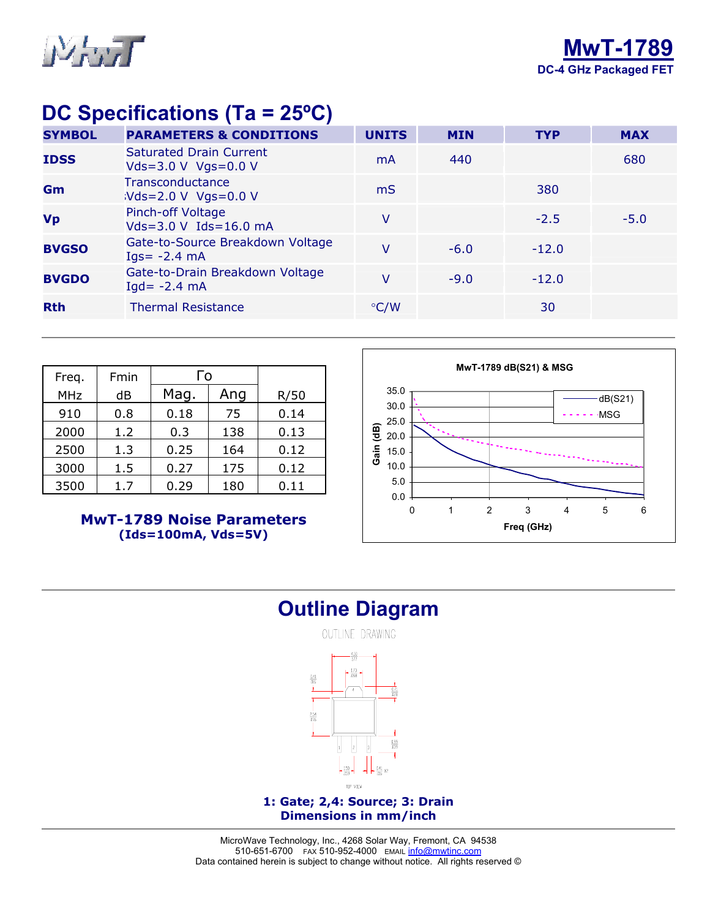# MwT-1789

**DC-4 GHz Packaged FET**

## DC Specifications (Ta = 25ºC)

| SYMBOL | PARAMETERS & CONDITIONS | UNITS | MIN | TYP | MAX |
|---|---|---|---|---|---|
| IDSS | Saturated Drain Current Vds=3.0 V Vgs=0.0 V | mA | 440 | | 680 |
| Gm | Transconductance Vds=2.0 V Vgs=0.0 V | mS | | 380 | |
| Vp | Pinch-off Voltage Vds=3.0 V Ids=16.0 mA | V | | -2.5 | -5.0 |
| BVGSO | Gate-to-Source Breakdown Voltage Igs= -2.4 mA | V | -6.0 | -12.0 | |
| BVGDO | Gate-to-Drain Breakdown Voltage Igd= -2.4 mA | V | -9.0 | -12.0 | |
| Rth | Thermal Resistance | °C/W | | 30 | |

| Freq. | Fmin | Γo | | |
|---|---|---|---|---|
| MHz | dB | Mag. | Ang | R/50 |
| 910 | 0.8 | 0.18 | 75 | 0.14 |
| 2000 | 1.2 | 0.3 | 138 | 0.13 |
| 2500 | 1.3 | 0.25 | 164 | 0.12 |
| 3000 | 1.5 | 0.27 | 175 | 0.12 |
| 3500 | 1.7 | 0.29 | 180 | 0.11 |

**MwT-1789 Noise Parameters**
**(Ids=100mA, Vds=5V)**

MwT-1789 dB(S21) & MSG

## Outline Diagram

**1: Gate; 2,4: Source; 3: Drain**
**Dimensions in mm/inch**

MicroWave Technology, Inc., 4268 Solar Way, Fremont, CA 94538
510-651-6700 FAX 510-952-4000 EMAIL info@mwtinc.com
Data contained herein is subject to change without notice. All rights reserved ©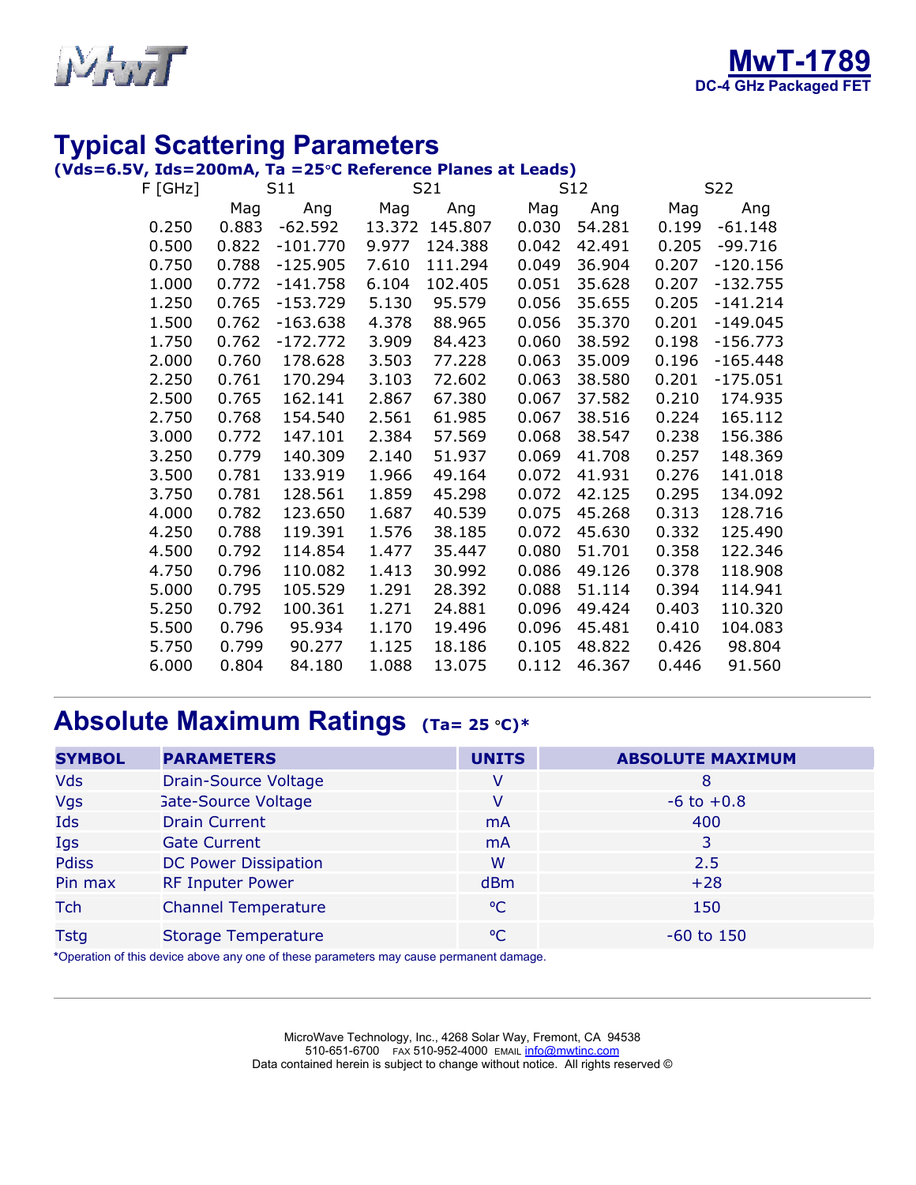# MwT-1789

**DC-4 GHz Packaged FET**

## Typical Scattering Parameters

**(Vds=6.5V, Ids=200mA, Ta =25°C Reference Planes at Leads)**

| F [GHz] | S11 | | S21 | | S12 | | S22 | |
|---|---|---|---|---|---|---|---|---|
| | Mag | Ang | Mag | Ang | Mag | Ang | Mag | Ang |
| 0.250 | 0.883 | -62.592 | 13.372 | 145.807 | 0.030 | 54.281 | 0.199 | -61.148 |
| 0.500 | 0.822 | -101.770 | 9.977 | 124.388 | 0.042 | 42.491 | 0.205 | -99.716 |
| 0.750 | 0.788 | -125.905 | 7.610 | 111.294 | 0.049 | 36.904 | 0.207 | -120.156 |
| 1.000 | 0.772 | -141.758 | 6.104 | 102.405 | 0.051 | 35.628 | 0.207 | -132.755 |
| 1.250 | 0.765 | -153.729 | 5.130 | 95.579 | 0.056 | 35.655 | 0.205 | -141.214 |
| 1.500 | 0.762 | -163.638 | 4.378 | 88.965 | 0.056 | 35.370 | 0.201 | -149.045 |
| 1.750 | 0.762 | -172.772 | 3.909 | 84.423 | 0.060 | 38.592 | 0.198 | -156.773 |
| 2.000 | 0.760 | 178.628 | 3.503 | 77.228 | 0.063 | 35.009 | 0.196 | -165.448 |
| 2.250 | 0.761 | 170.294 | 3.103 | 72.602 | 0.063 | 38.580 | 0.201 | -175.051 |
| 2.500 | 0.765 | 162.141 | 2.867 | 67.380 | 0.067 | 37.582 | 0.210 | 174.935 |
| 2.750 | 0.768 | 154.540 | 2.561 | 61.985 | 0.067 | 38.516 | 0.224 | 165.112 |
| 3.000 | 0.772 | 147.101 | 2.384 | 57.569 | 0.068 | 38.547 | 0.238 | 156.386 |
| 3.250 | 0.779 | 140.309 | 2.140 | 51.937 | 0.069 | 41.708 | 0.257 | 148.369 |
| 3.500 | 0.781 | 133.919 | 1.966 | 49.164 | 0.072 | 41.931 | 0.276 | 141.018 |
| 3.750 | 0.781 | 128.561 | 1.859 | 45.298 | 0.072 | 42.125 | 0.295 | 134.092 |
| 4.000 | 0.782 | 123.650 | 1.687 | 40.539 | 0.075 | 45.268 | 0.313 | 128.716 |
| 4.250 | 0.788 | 119.391 | 1.576 | 38.185 | 0.072 | 45.630 | 0.332 | 125.490 |
| 4.500 | 0.792 | 114.854 | 1.477 | 35.447 | 0.080 | 51.701 | 0.358 | 122.346 |
| 4.750 | 0.796 | 110.082 | 1.413 | 30.992 | 0.086 | 49.126 | 0.378 | 118.908 |
| 5.000 | 0.795 | 105.529 | 1.291 | 28.392 | 0.088 | 51.114 | 0.394 | 114.941 |
| 5.250 | 0.792 | 100.361 | 1.271 | 24.881 | 0.096 | 49.424 | 0.403 | 110.320 |
| 5.500 | 0.796 | 95.934 | 1.170 | 19.496 | 0.096 | 45.481 | 0.410 | 104.083 |
| 5.750 | 0.799 | 90.277 | 1.125 | 18.186 | 0.105 | 48.822 | 0.426 | 98.804 |
| 6.000 | 0.804 | 84.180 | 1.088 | 13.075 | 0.112 | 46.367 | 0.446 | 91.560 |

## Absolute Maximum Ratings (Ta= 25 °C)*

| SYMBOL | PARAMETERS | UNITS | ABSOLUTE MAXIMUM |
|---|---|---|---|
| Vds | Drain-Source Voltage | V | 8 |
| Vgs | Gate-Source Voltage | V | -6 to +0.8 |
| Ids | Drain Current | mA | 400 |
| Igs | Gate Current | mA | 3 |
| Pdiss | DC Power Dissipation | W | 2.5 |
| Pin max | RF Inputer Power | dBm | +28 |
| Tch | Channel Temperature | °C | 150 |
| Tstg | Storage Temperature | °C | -60 to 150 |

*Operation of this device above any one of these parameters may cause permanent damage.

MicroWave Technology, Inc., 4268 Solar Way, Fremont, CA 94538
510-651-6700 FAX 510-952-4000 EMAIL info@mwtinc.com
Data contained herein is subject to change without notice. All rights reserved ©